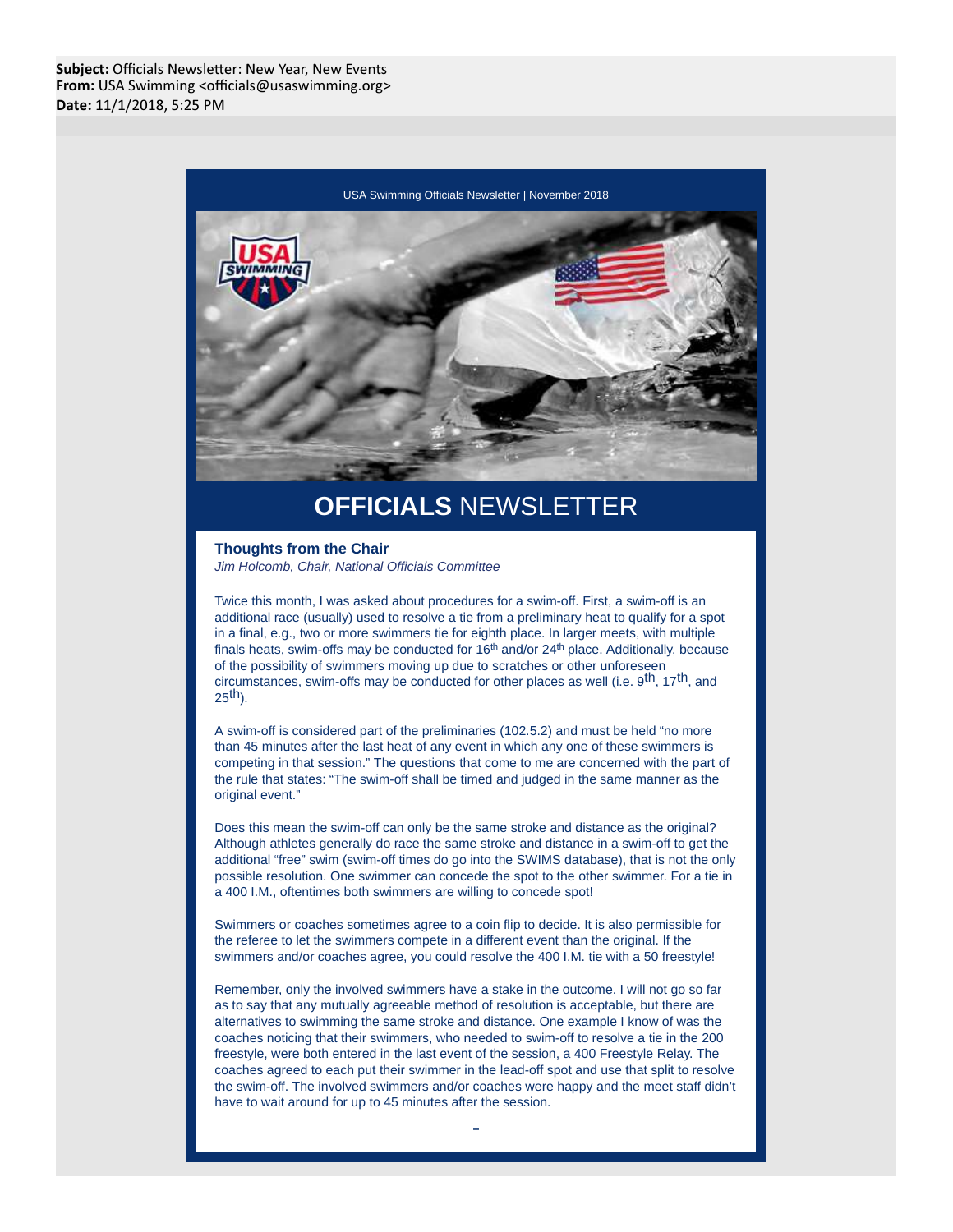**Subject:** Officials Newsletter: New Year, New Events
**From:** USA Swimming <officials@usaswimming.org>
**Date:** 11/1/2018, 5:25 PM

USA Swimming Officials Newsletter | November 2018

# **OFFICIALS** NEWSLETTER

### Thoughts from the Chair

*Jim Holcomb, Chair, National Officials Committee*

Twice this month, I was asked about procedures for a swim-off. First, a swim-off is an additional race (usually) used to resolve a tie from a preliminary heat to qualify for a spot in a final, e.g., two or more swimmers tie for eighth place. In larger meets, with multiple finals heats, swim-offs may be conducted for 16th and/or 24th place. Additionally, because of the possibility of swimmers moving up due to scratches or other unforeseen circumstances, swim-offs may be conducted for other places as well (i.e. 9th, 17th, and 25th).

A swim-off is considered part of the preliminaries (102.5.2) and must be held "no more than 45 minutes after the last heat of any event in which any one of these swimmers is competing in that session." The questions that come to me are concerned with the part of the rule that states: "The swim-off shall be timed and judged in the same manner as the original event."

Does this mean the swim-off can only be the same stroke and distance as the original? Although athletes generally do race the same stroke and distance in a swim-off to get the additional "free" swim (swim-off times do go into the SWIMS database), that is not the only possible resolution. One swimmer can concede the spot to the other swimmer. For a tie in a 400 I.M., oftentimes both swimmers are willing to concede spot!

Swimmers or coaches sometimes agree to a coin flip to decide. It is also permissible for the referee to let the swimmers compete in a different event than the original. If the swimmers and/or coaches agree, you could resolve the 400 I.M. tie with a 50 freestyle!

Remember, only the involved swimmers have a stake in the outcome. I will not go so far as to say that any mutually agreeable method of resolution is acceptable, but there are alternatives to swimming the same stroke and distance. One example I know of was the coaches noticing that their swimmers, who needed to swim-off to resolve a tie in the 200 freestyle, were both entered in the last event of the session, a 400 Freestyle Relay. The coaches agreed to each put their swimmer in the lead-off spot and use that split to resolve the swim-off. The involved swimmers and/or coaches were happy and the meet staff didn't have to wait around for up to 45 minutes after the session.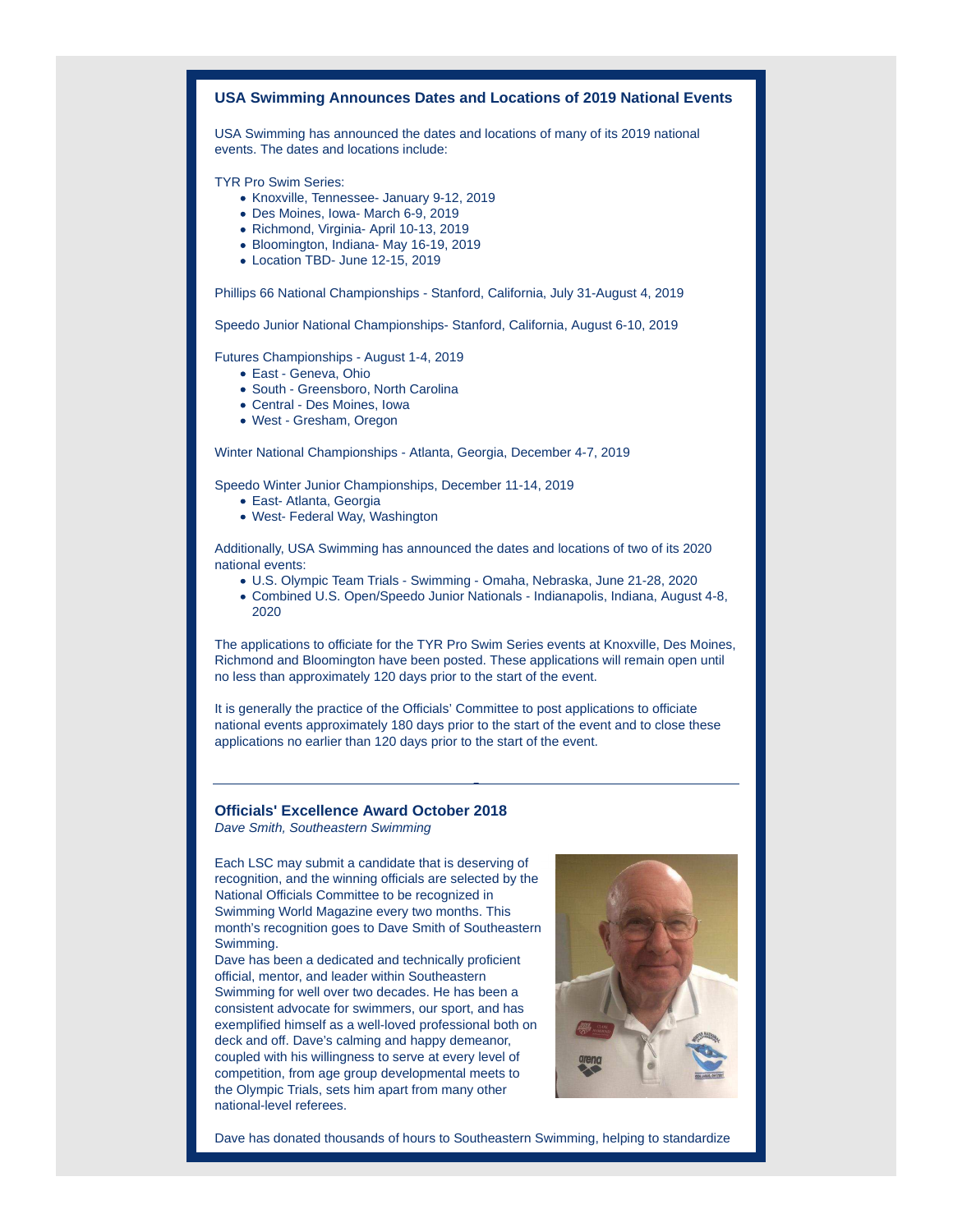## USA Swimming Announces Dates and Locations of 2019 National Events

USA Swimming has announced the dates and locations of many of its 2019 national events. The dates and locations include:

TYR Pro Swim Series:

- Knoxville, Tennessee- January 9-12, 2019
- Des Moines, Iowa- March 6-9, 2019
- Richmond, Virginia- April 10-13, 2019
- Bloomington, Indiana- May 16-19, 2019
- Location TBD- June 12-15, 2019

Phillips 66 National Championships - Stanford, California, July 31-August 4, 2019

Speedo Junior National Championships- Stanford, California, August 6-10, 2019

Futures Championships - August 1-4, 2019

- East - Geneva, Ohio
- South - Greensboro, North Carolina
- Central - Des Moines, Iowa
- West - Gresham, Oregon

Winter National Championships - Atlanta, Georgia, December 4-7, 2019

Speedo Winter Junior Championships, December 11-14, 2019

- East- Atlanta, Georgia
- West- Federal Way, Washington

Additionally, USA Swimming has announced the dates and locations of two of its 2020 national events:

- U.S. Olympic Team Trials - Swimming - Omaha, Nebraska, June 21-28, 2020
- Combined U.S. Open/Speedo Junior Nationals - Indianapolis, Indiana, August 4-8, 2020

The applications to officiate for the TYR Pro Swim Series events at Knoxville, Des Moines, Richmond and Bloomington have been posted. These applications will remain open until no less than approximately 120 days prior to the start of the event.

It is generally the practice of the Officials' Committee to post applications to officiate national events approximately 180 days prior to the start of the event and to close these applications no earlier than 120 days prior to the start of the event.

---

## Officials' Excellence Award October 2018

*Dave Smith, Southeastern Swimming*

Each LSC may submit a candidate that is deserving of recognition, and the winning officials are selected by the National Officials Committee to be recognized in Swimming World Magazine every two months. This month's recognition goes to Dave Smith of Southeastern Swimming.

Dave has been a dedicated and technically proficient official, mentor, and leader within Southeastern Swimming for well over two decades. He has been a consistent advocate for swimmers, our sport, and has exemplified himself as a well-loved professional both on deck and off. Dave's calming and happy demeanor, coupled with his willingness to serve at every level of competition, from age group developmental meets to the Olympic Trials, sets him apart from many other national-level referees.

Dave has donated thousands of hours to Southeastern Swimming, helping to standardize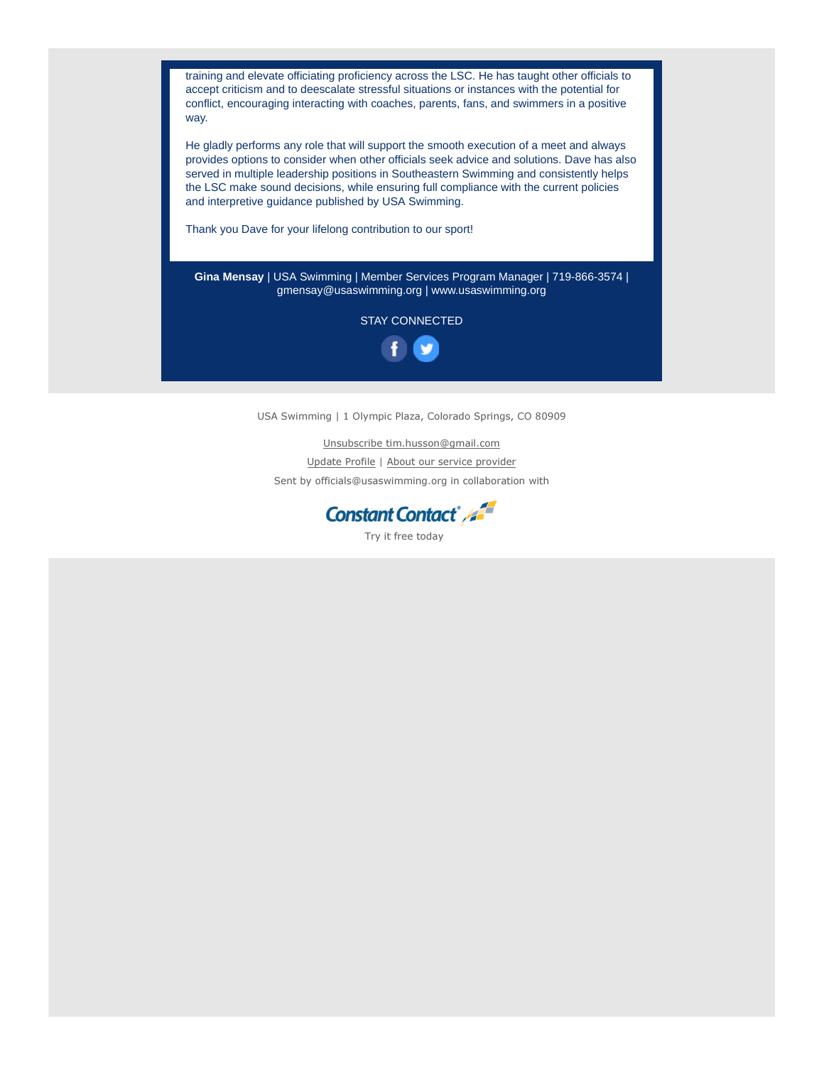training and elevate officiating proficiency across the LSC. He has taught other officials to accept criticism and to deescalate stressful situations or instances with the potential for conflict, encouraging interacting with coaches, parents, fans, and swimmers in a positive way.

He gladly performs any role that will support the smooth execution of a meet and always provides options to consider when other officials seek advice and solutions. Dave has also served in multiple leadership positions in Southeastern Swimming and consistently helps the LSC make sound decisions, while ensuring full compliance with the current policies and interpretive guidance published by USA Swimming.

Thank you Dave for your lifelong contribution to our sport!

**Gina Mensay** | USA Swimming | Member Services Program Manager | 719-866-3574 | gmensay@usaswimming.org | www.usaswimming.org

STAY CONNECTED

USA Swimming | 1 Olympic Plaza, Colorado Springs, CO 80909

Unsubscribe tim.husson@gmail.com

Update Profile | About our service provider

Sent by officials@usaswimming.org in collaboration with

Constant Contact

Try it free today